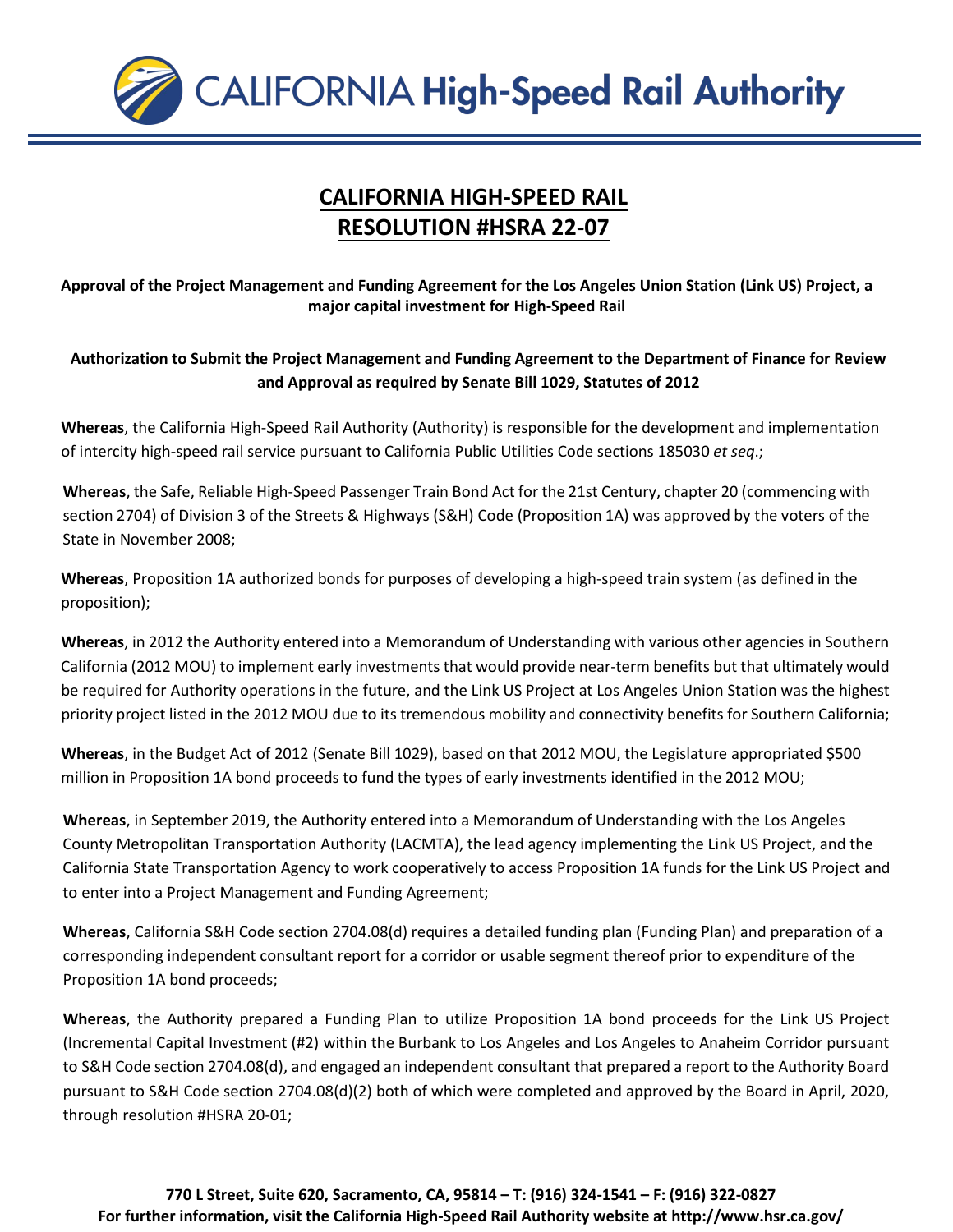# CALIFORNIA HIGH-SPEED RAIL RESOLUTION #HSRA 22-07

**Approval of the Project Management and Funding Agreement for the Los Angeles Union Station (Link US) Project, a major capital investment for High-Speed Rail**

**Authorization to Submit the Project Management and Funding Agreement to the Department of Finance for Review and Approval as required by Senate Bill 1029, Statutes of 2012**

**Whereas**, the California High-Speed Rail Authority (Authority) is responsible for the development and implementation of intercity high-speed rail service pursuant to California Public Utilities Code sections 185030 *et seq*.;

**Whereas**, the Safe, Reliable High-Speed Passenger Train Bond Act for the 21st Century, chapter 20 (commencing with section 2704) of Division 3 of the Streets & Highways (S&H) Code (Proposition 1A) was approved by the voters of the State in November 2008;

**Whereas**, Proposition 1A authorized bonds for purposes of developing a high-speed train system (as defined in the proposition);

**Whereas**, in 2012 the Authority entered into a Memorandum of Understanding with various other agencies in Southern California (2012 MOU) to implement early investments that would provide near-term benefits but that ultimately would be required for Authority operations in the future, and the Link US Project at Los Angeles Union Station was the highest priority project listed in the 2012 MOU due to its tremendous mobility and connectivity benefits for Southern California;

**Whereas**, in the Budget Act of 2012 (Senate Bill 1029), based on that 2012 MOU, the Legislature appropriated $500 million in Proposition 1A bond proceeds to fund the types of early investments identified in the 2012 MOU;

**Whereas**, in September 2019, the Authority entered into a Memorandum of Understanding with the Los Angeles County Metropolitan Transportation Authority (LACMTA), the lead agency implementing the Link US Project, and the California State Transportation Agency to work cooperatively to access Proposition 1A funds for the Link US Project and to enter into a Project Management and Funding Agreement;

**Whereas**, California S&H Code section 2704.08(d) requires a detailed funding plan (Funding Plan) and preparation of a corresponding independent consultant report for a corridor or usable segment thereof prior to expenditure of the Proposition 1A bond proceeds;

**Whereas**, the Authority prepared a Funding Plan to utilize Proposition 1A bond proceeds for the Link US Project (Incremental Capital Investment (#2) within the Burbank to Los Angeles and Los Angeles to Anaheim Corridor pursuant to S&H Code section 2704.08(d), and engaged an independent consultant that prepared a report to the Authority Board pursuant to S&H Code section 2704.08(d)(2) both of which were completed and approved by the Board in April, 2020, through resolution #HSRA 20-01;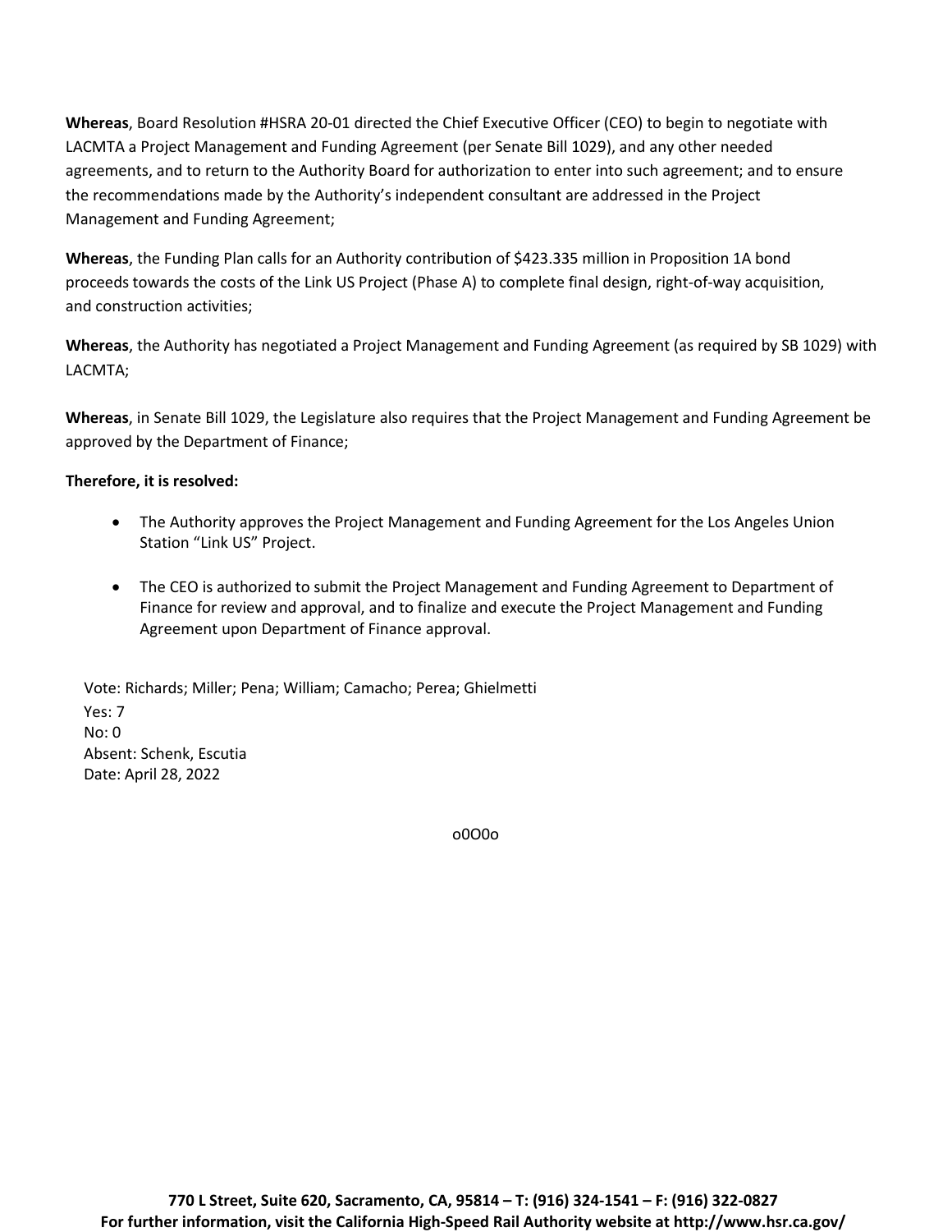**Whereas**, Board Resolution #HSRA 20-01 directed the Chief Executive Officer (CEO) to begin to negotiate with LACMTA a Project Management and Funding Agreement (per Senate Bill 1029), and any other needed agreements, and to return to the Authority Board for authorization to enter into such agreement; and to ensure the recommendations made by the Authority's independent consultant are addressed in the Project Management and Funding Agreement;

**Whereas**, the Funding Plan calls for an Authority contribution of $423.335 million in Proposition 1A bond proceeds towards the costs of the Link US Project (Phase A) to complete final design, right-of-way acquisition, and construction activities;

**Whereas**, the Authority has negotiated a Project Management and Funding Agreement (as required by SB 1029) with LACMTA;

**Whereas**, in Senate Bill 1029, the Legislature also requires that the Project Management and Funding Agreement be approved by the Department of Finance;

**Therefore, it is resolved:**

- The Authority approves the Project Management and Funding Agreement for the Los Angeles Union Station "Link US" Project.
- The CEO is authorized to submit the Project Management and Funding Agreement to Department of Finance for review and approval, and to finalize and execute the Project Management and Funding Agreement upon Department of Finance approval.

Vote: Richards; Miller; Pena; William; Camacho; Perea; Ghielmetti
Yes: 7
No: 0
Absent: Schenk, Escutia
Date: April 28, 2022

o0O0o

**770 L Street, Suite 620, Sacramento, CA, 95814 – T: (916) 324-1541 – F: (916) 322-0827**
**For further information, visit the California High-Speed Rail Authority website at http://www.hsr.ca.gov/**